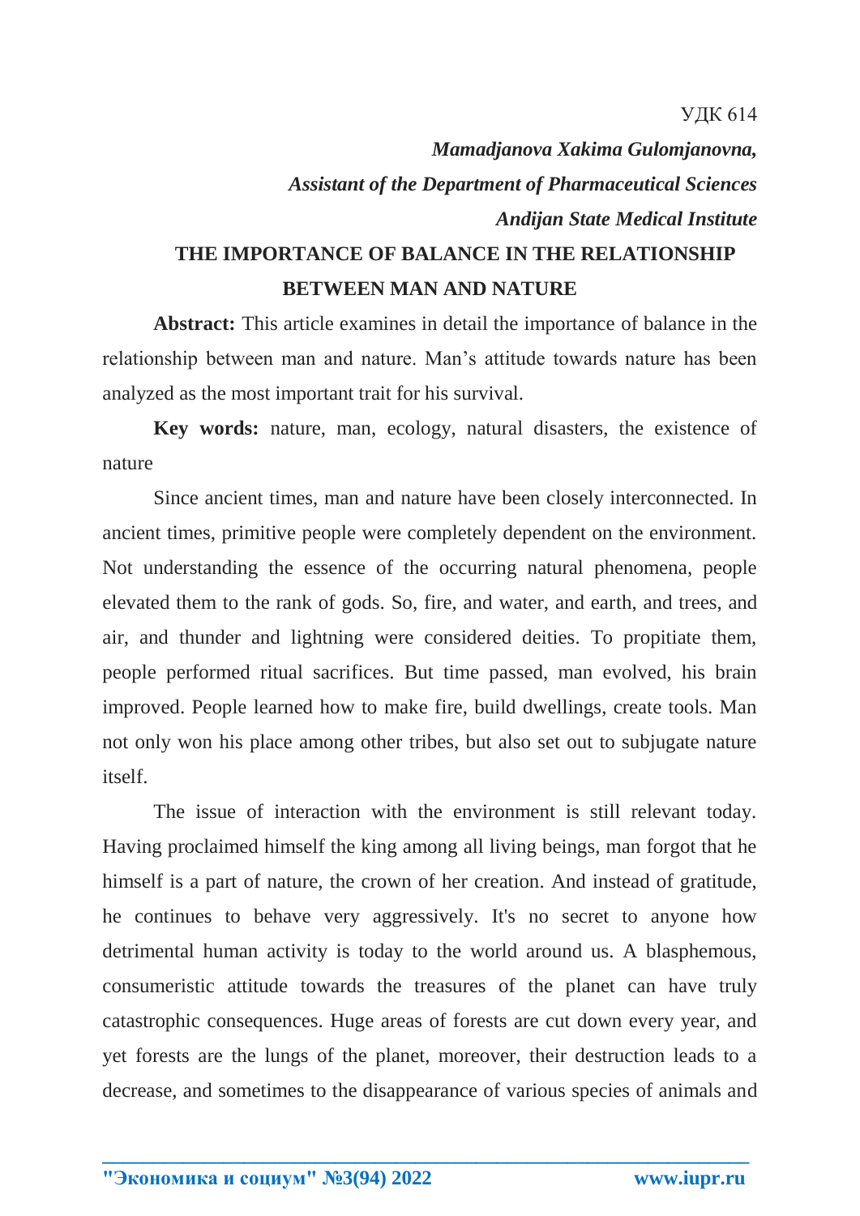УДК 614

***Mamadjanova Xakima Gulomjanovna,***

***Assistant of the Department of Pharmaceutical Sciences***

***Andijan State Medical Institute***

# THE IMPORTANCE OF BALANCE IN THE RELATIONSHIP BETWEEN MAN AND NATURE

**Abstract:** This article examines in detail the importance of balance in the relationship between man and nature. Man's attitude towards nature has been analyzed as the most important trait for his survival.

**Key words:** nature, man, ecology, natural disasters, the existence of nature

Since ancient times, man and nature have been closely interconnected. In ancient times, primitive people were completely dependent on the environment. Not understanding the essence of the occurring natural phenomena, people elevated them to the rank of gods. So, fire, and water, and earth, and trees, and air, and thunder and lightning were considered deities. To propitiate them, people performed ritual sacrifices. But time passed, man evolved, his brain improved. People learned how to make fire, build dwellings, create tools. Man not only won his place among other tribes, but also set out to subjugate nature itself.

The issue of interaction with the environment is still relevant today. Having proclaimed himself the king among all living beings, man forgot that he himself is a part of nature, the crown of her creation. And instead of gratitude, he continues to behave very aggressively. It's no secret to anyone how detrimental human activity is today to the world around us. A blasphemous, consumeristic attitude towards the treasures of the planet can have truly catastrophic consequences. Huge areas of forests are cut down every year, and yet forests are the lungs of the planet, moreover, their destruction leads to a decrease, and sometimes to the disappearance of various species of animals and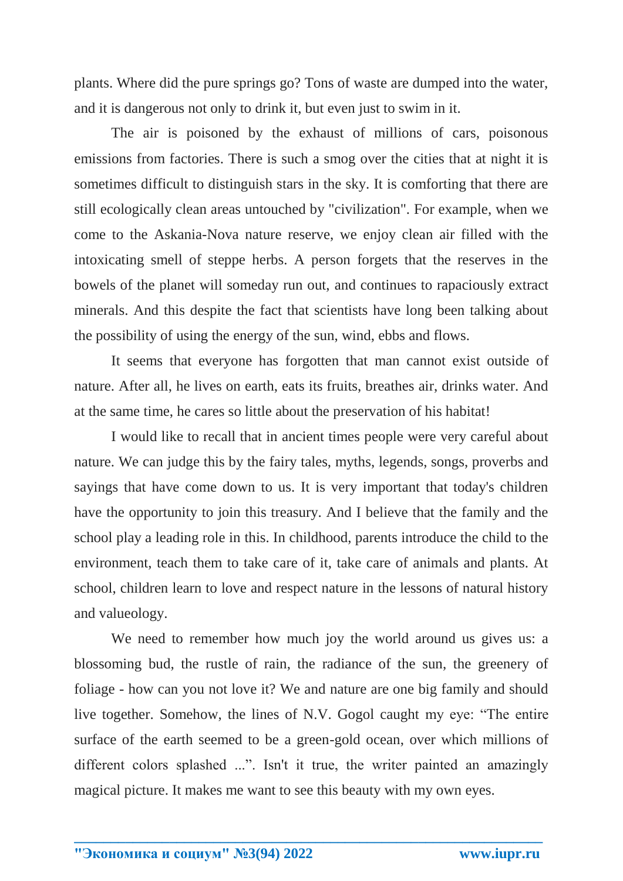plants. Where did the pure springs go? Tons of waste are dumped into the water, and it is dangerous not only to drink it, but even just to swim in it.

The air is poisoned by the exhaust of millions of cars, poisonous emissions from factories. There is such a smog over the cities that at night it is sometimes difficult to distinguish stars in the sky. It is comforting that there are still ecologically clean areas untouched by "civilization". For example, when we come to the Askania-Nova nature reserve, we enjoy clean air filled with the intoxicating smell of steppe herbs. A person forgets that the reserves in the bowels of the planet will someday run out, and continues to rapaciously extract minerals. And this despite the fact that scientists have long been talking about the possibility of using the energy of the sun, wind, ebbs and flows.

It seems that everyone has forgotten that man cannot exist outside of nature. After all, he lives on earth, eats its fruits, breathes air, drinks water. And at the same time, he cares so little about the preservation of his habitat!

I would like to recall that in ancient times people were very careful about nature. We can judge this by the fairy tales, myths, legends, songs, proverbs and sayings that have come down to us. It is very important that today's children have the opportunity to join this treasury. And I believe that the family and the school play a leading role in this. In childhood, parents introduce the child to the environment, teach them to take care of it, take care of animals and plants. At school, children learn to love and respect nature in the lessons of natural history and valueology.

We need to remember how much joy the world around us gives us: a blossoming bud, the rustle of rain, the radiance of the sun, the greenery of foliage - how can you not love it? We and nature are one big family and should live together. Somehow, the lines of N.V. Gogol caught my eye: “The entire surface of the earth seemed to be a green-gold ocean, over which millions of different colors splashed ...”. Isn't it true, the writer painted an amazingly magical picture. It makes me want to see this beauty with my own eyes.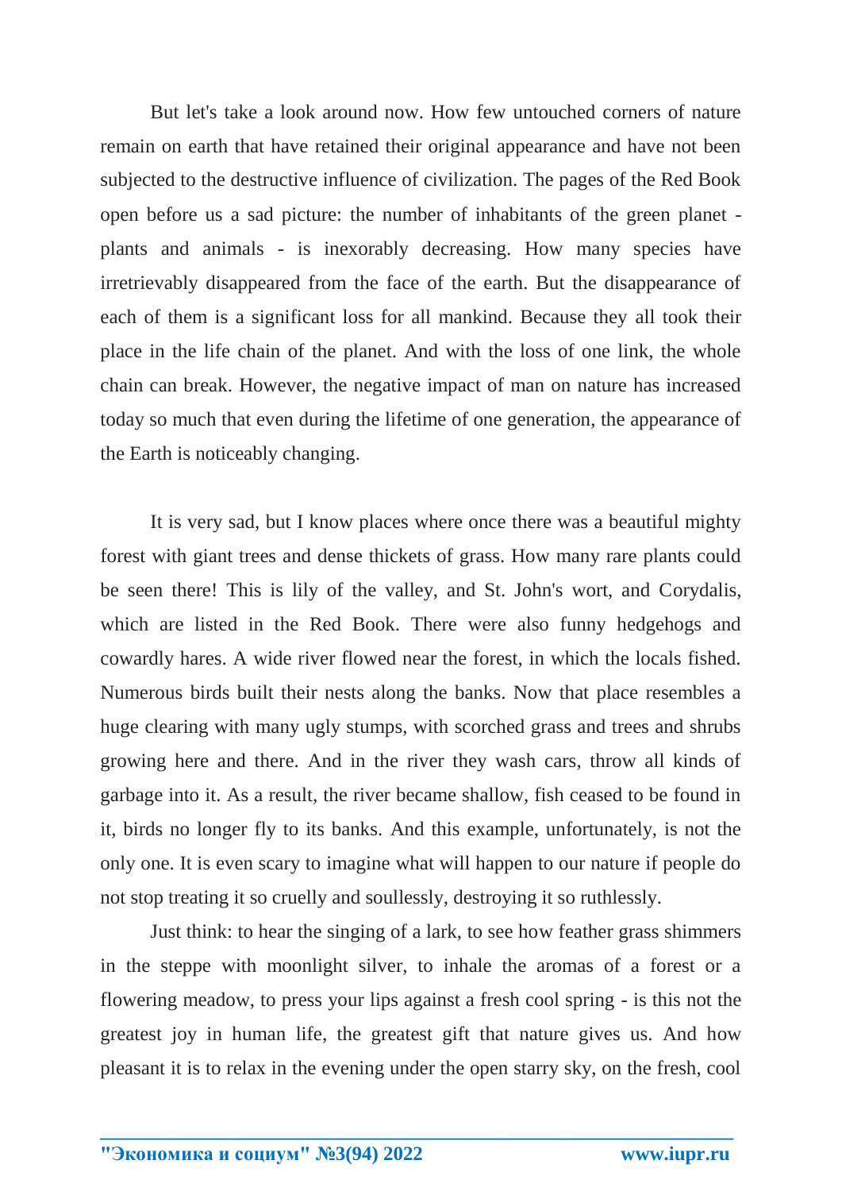But let's take a look around now. How few untouched corners of nature remain on earth that have retained their original appearance and have not been subjected to the destructive influence of civilization. The pages of the Red Book open before us a sad picture: the number of inhabitants of the green planet - plants and animals - is inexorably decreasing. How many species have irretrievably disappeared from the face of the earth. But the disappearance of each of them is a significant loss for all mankind. Because they all took their place in the life chain of the planet. And with the loss of one link, the whole chain can break. However, the negative impact of man on nature has increased today so much that even during the lifetime of one generation, the appearance of the Earth is noticeably changing.

It is very sad, but I know places where once there was a beautiful mighty forest with giant trees and dense thickets of grass. How many rare plants could be seen there! This is lily of the valley, and St. John's wort, and Corydalis, which are listed in the Red Book. There were also funny hedgehogs and cowardly hares. A wide river flowed near the forest, in which the locals fished. Numerous birds built their nests along the banks. Now that place resembles a huge clearing with many ugly stumps, with scorched grass and trees and shrubs growing here and there. And in the river they wash cars, throw all kinds of garbage into it. As a result, the river became shallow, fish ceased to be found in it, birds no longer fly to its banks. And this example, unfortunately, is not the only one. It is even scary to imagine what will happen to our nature if people do not stop treating it so cruelly and soullessly, destroying it so ruthlessly.

Just think: to hear the singing of a lark, to see how feather grass shimmers in the steppe with moonlight silver, to inhale the aromas of a forest or a flowering meadow, to press your lips against a fresh cool spring - is this not the greatest joy in human life, the greatest gift that nature gives us. And how pleasant it is to relax in the evening under the open starry sky, on the fresh, cool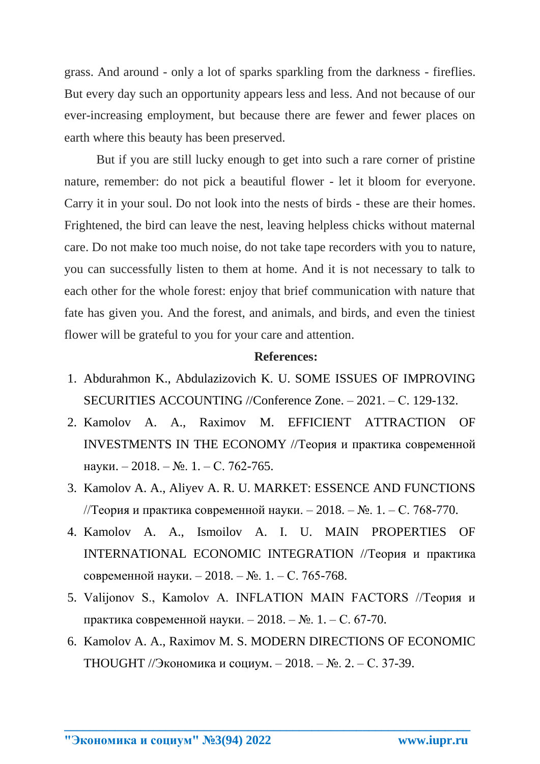grass. And around - only a lot of sparks sparkling from the darkness - fireflies. But every day such an opportunity appears less and less. And not because of our ever-increasing employment, but because there are fewer and fewer places on earth where this beauty has been preserved.

But if you are still lucky enough to get into such a rare corner of pristine nature, remember: do not pick a beautiful flower - let it bloom for everyone. Carry it in your soul. Do not look into the nests of birds - these are their homes. Frightened, the bird can leave the nest, leaving helpless chicks without maternal care. Do not make too much noise, do not take tape recorders with you to nature, you can successfully listen to them at home. And it is not necessary to talk to each other for the whole forest: enjoy that brief communication with nature that fate has given you. And the forest, and animals, and birds, and even the tiniest flower will be grateful to you for your care and attention.

**References:**

1. Abdurahmon K., Abdulazizovich K. U. SOME ISSUES OF IMPROVING SECURITIES ACCOUNTING //Conference Zone. – 2021. – С. 129-132.
2. Kamolov A. A., Raximov M. EFFICIENT ATTRACTION OF INVESTMENTS IN THE ECONOMY //Теория и практика современной науки. – 2018. – №. 1. – С. 762-765.
3. Kamolov A. A., Aliyev A. R. U. MARKET: ESSENCE AND FUNCTIONS //Теория и практика современной науки. – 2018. – №. 1. – С. 768-770.
4. Kamolov A. A., Ismoilov A. I. U. MAIN PROPERTIES OF INTERNATIONAL ECONOMIC INTEGRATION //Теория и практика современной науки. – 2018. – №. 1. – С. 765-768.
5. Valijonov S., Kamolov A. INFLATION MAIN FACTORS //Теория и практика современной науки. – 2018. – №. 1. – С. 67-70.
6. Kamolov A. A., Raximov M. S. MODERN DIRECTIONS OF ECONOMIC THOUGHT //Экономика и социум. – 2018. – №. 2. – С. 37-39.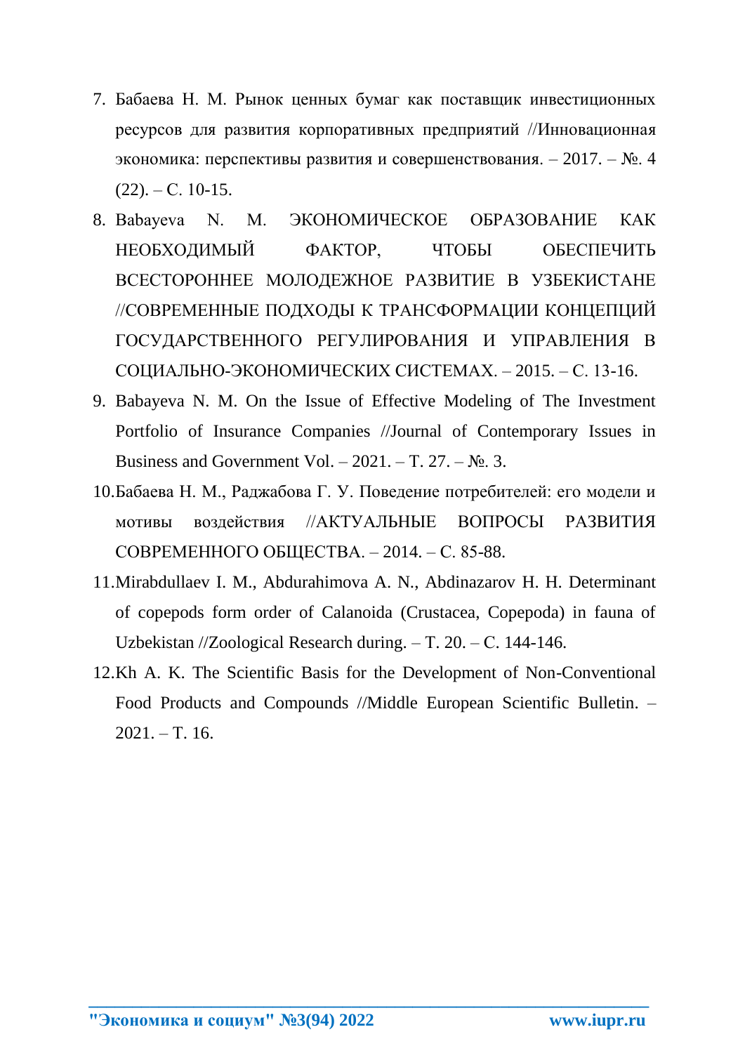7. Бабаева Н. М. Рынок ценных бумаг как поставщик инвестиционных ресурсов для развития корпоративных предприятий //Инновационная экономика: перспективы развития и совершенствования. – 2017. – №. 4 (22). – С. 10-15.
8. Babayeva N. M. ЭКОНОМИЧЕСКОЕ ОБРАЗОВАНИЕ КАК НЕОБХОДИМЫЙ ФАКТОР, ЧТОБЫ ОБЕСПЕЧИТЬ ВСЕСТОРОННЕЕ МОЛОДЕЖНОЕ РАЗВИТИЕ В УЗБЕКИСТАНЕ //СОВРЕМЕННЫЕ ПОДХОДЫ К ТРАНСФОРМАЦИИ КОНЦЕПЦИЙ ГОСУДАРСТВЕННОГО РЕГУЛИРОВАНИЯ И УПРАВЛЕНИЯ В СОЦИАЛЬНО-ЭКОНОМИЧЕСКИХ СИСТЕМАХ. – 2015. – С. 13-16.
9. Babayeva N. M. On the Issue of Effective Modeling of The Investment Portfolio of Insurance Companies //Journal of Contemporary Issues in Business and Government Vol. – 2021. – Т. 27. – №. 3.
10. Бабаева Н. М., Раджабова Г. У. Поведение потребителей: его модели и мотивы воздействия //АКТУАЛЬНЫЕ ВОПРОСЫ РАЗВИТИЯ СОВРЕМЕННОГО ОБЩЕСТВА. – 2014. – С. 85-88.
11. Mirabdullaev I. M., Abdurahimova A. N., Abdinazarov H. H. Determinant of copepods form order of Calanoida (Crustacea, Copepoda) in fauna of Uzbekistan //Zoological Research during. – Т. 20. – С. 144-146.
12. Kh A. K. The Scientific Basis for the Development of Non-Conventional Food Products and Compounds //Middle European Scientific Bulletin. – 2021. – Т. 16.